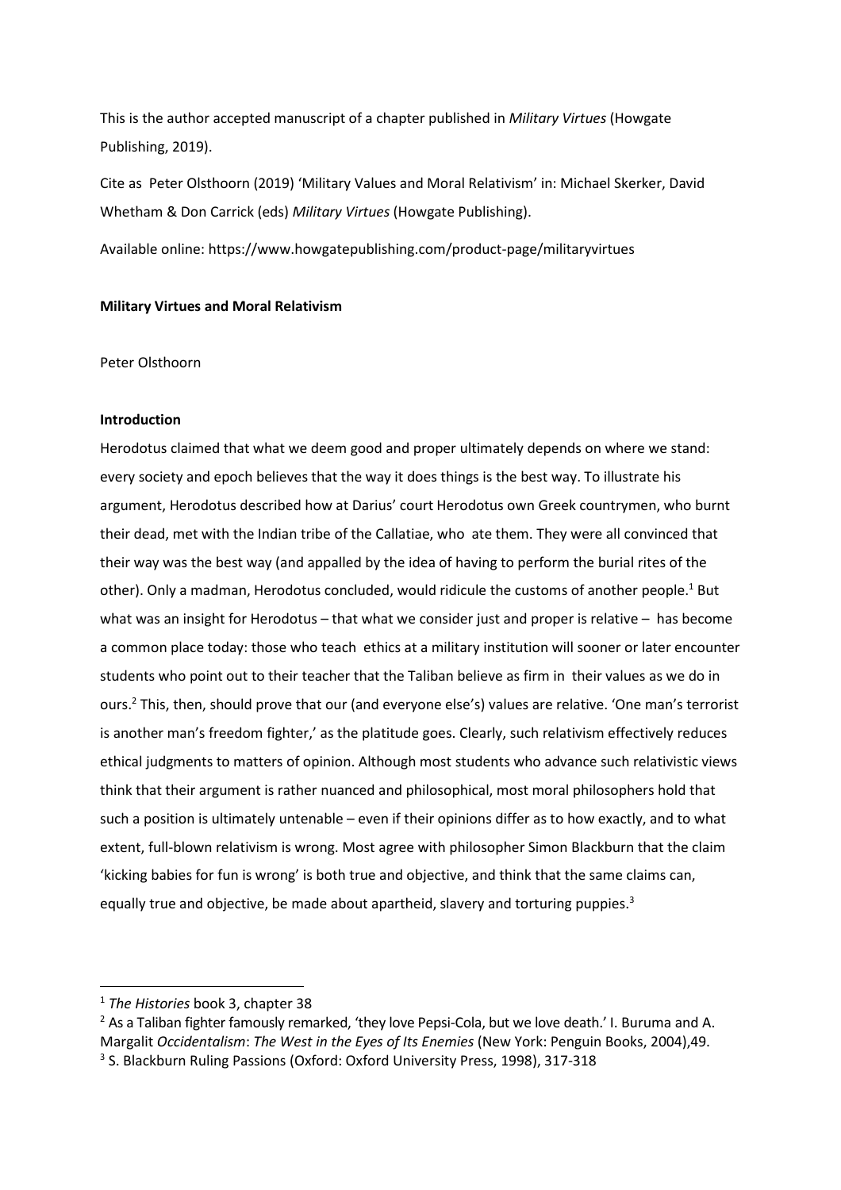This is the author accepted manuscript of a chapter published in *Military Virtues* (Howgate Publishing, 2019).

Cite as Peter Olsthoorn (2019) 'Military Values and Moral Relativism' in: Michael Skerker, David Whetham & Don Carrick (eds) *Military Virtues* (Howgate Publishing).

Available online: https://www.howgatepublishing.com/product-page/militaryvirtues

**Military Virtues and Moral Relativism**

Peter Olsthoorn

**Introduction**

Herodotus claimed that what we deem good and proper ultimately depends on where we stand: every society and epoch believes that the way it does things is the best way. To illustrate his argument, Herodotus described how at Darius' court Herodotus own Greek countrymen, who burnt their dead, met with the Indian tribe of the Callatiae, who ate them. They were all convinced that their way was the best way (and appalled by the idea of having to perform the burial rites of the other). Only a madman, Herodotus concluded, would ridicule the customs of another people.[1] But what was an insight for Herodotus – that what we consider just and proper is relative – has become a common place today: those who teach ethics at a military institution will sooner or later encounter students who point out to their teacher that the Taliban believe as firm in their values as we do in ours.[2] This, then, should prove that our (and everyone else's) values are relative. 'One man's terrorist is another man's freedom fighter,' as the platitude goes. Clearly, such relativism effectively reduces ethical judgments to matters of opinion. Although most students who advance such relativistic views think that their argument is rather nuanced and philosophical, most moral philosophers hold that such a position is ultimately untenable – even if their opinions differ as to how exactly, and to what extent, full-blown relativism is wrong. Most agree with philosopher Simon Blackburn that the claim 'kicking babies for fun is wrong' is both true and objective, and think that the same claims can, equally true and objective, be made about apartheid, slavery and torturing puppies.[3]

---

[1] *The Histories* book 3, chapter 38

[2] As a Taliban fighter famously remarked, 'they love Pepsi-Cola, but we love death.' I. Buruma and A. Margalit *Occidentalism*: *The West in the Eyes of Its Enemies* (New York: Penguin Books, 2004),49.

[3] S. Blackburn Ruling Passions (Oxford: Oxford University Press, 1998), 317-318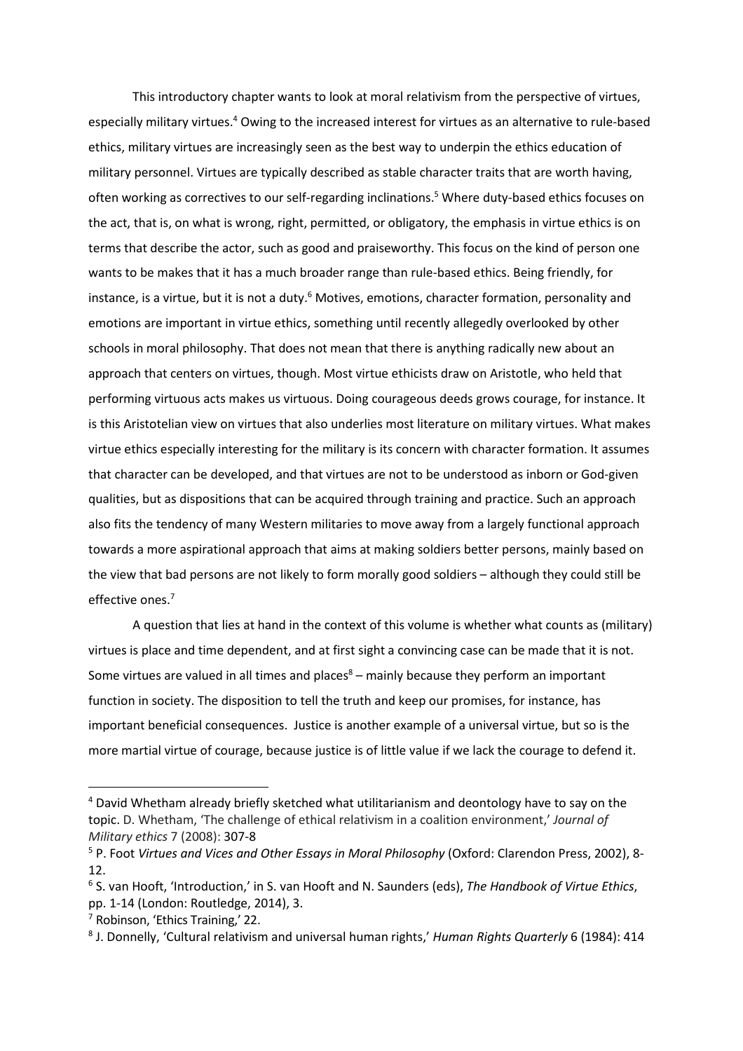This introductory chapter wants to look at moral relativism from the perspective of virtues, especially military virtues.[4] Owing to the increased interest for virtues as an alternative to rule-based ethics, military virtues are increasingly seen as the best way to underpin the ethics education of military personnel. Virtues are typically described as stable character traits that are worth having, often working as correctives to our self-regarding inclinations.[5] Where duty-based ethics focuses on the act, that is, on what is wrong, right, permitted, or obligatory, the emphasis in virtue ethics is on terms that describe the actor, such as good and praiseworthy. This focus on the kind of person one wants to be makes that it has a much broader range than rule-based ethics. Being friendly, for instance, is a virtue, but it is not a duty.[6] Motives, emotions, character formation, personality and emotions are important in virtue ethics, something until recently allegedly overlooked by other schools in moral philosophy. That does not mean that there is anything radically new about an approach that centers on virtues, though. Most virtue ethicists draw on Aristotle, who held that performing virtuous acts makes us virtuous. Doing courageous deeds grows courage, for instance. It is this Aristotelian view on virtues that also underlies most literature on military virtues. What makes virtue ethics especially interesting for the military is its concern with character formation. It assumes that character can be developed, and that virtues are not to be understood as inborn or God-given qualities, but as dispositions that can be acquired through training and practice. Such an approach also fits the tendency of many Western militaries to move away from a largely functional approach towards a more aspirational approach that aims at making soldiers better persons, mainly based on the view that bad persons are not likely to form morally good soldiers – although they could still be effective ones.[7]

A question that lies at hand in the context of this volume is whether what counts as (military) virtues is place and time dependent, and at first sight a convincing case can be made that it is not. Some virtues are valued in all times and places[8] – mainly because they perform an important function in society. The disposition to tell the truth and keep our promises, for instance, has important beneficial consequences. Justice is another example of a universal virtue, but so is the more martial virtue of courage, because justice is of little value if we lack the courage to defend it.

---

[4] David Whetham already briefly sketched what utilitarianism and deontology have to say on the topic. D. Whetham, 'The challenge of ethical relativism in a coalition environment,' *Journal of Military ethics* 7 (2008): 307-8

[5] P. Foot *Virtues and Vices and Other Essays in Moral Philosophy* (Oxford: Clarendon Press, 2002), 8-12.

[6] S. van Hooft, 'Introduction,' in S. van Hooft and N. Saunders (eds), *The Handbook of Virtue Ethics*, pp. 1-14 (London: Routledge, 2014), 3.

[7] Robinson, 'Ethics Training,' 22.

[8] J. Donnelly, 'Cultural relativism and universal human rights,' *Human Rights Quarterly* 6 (1984): 414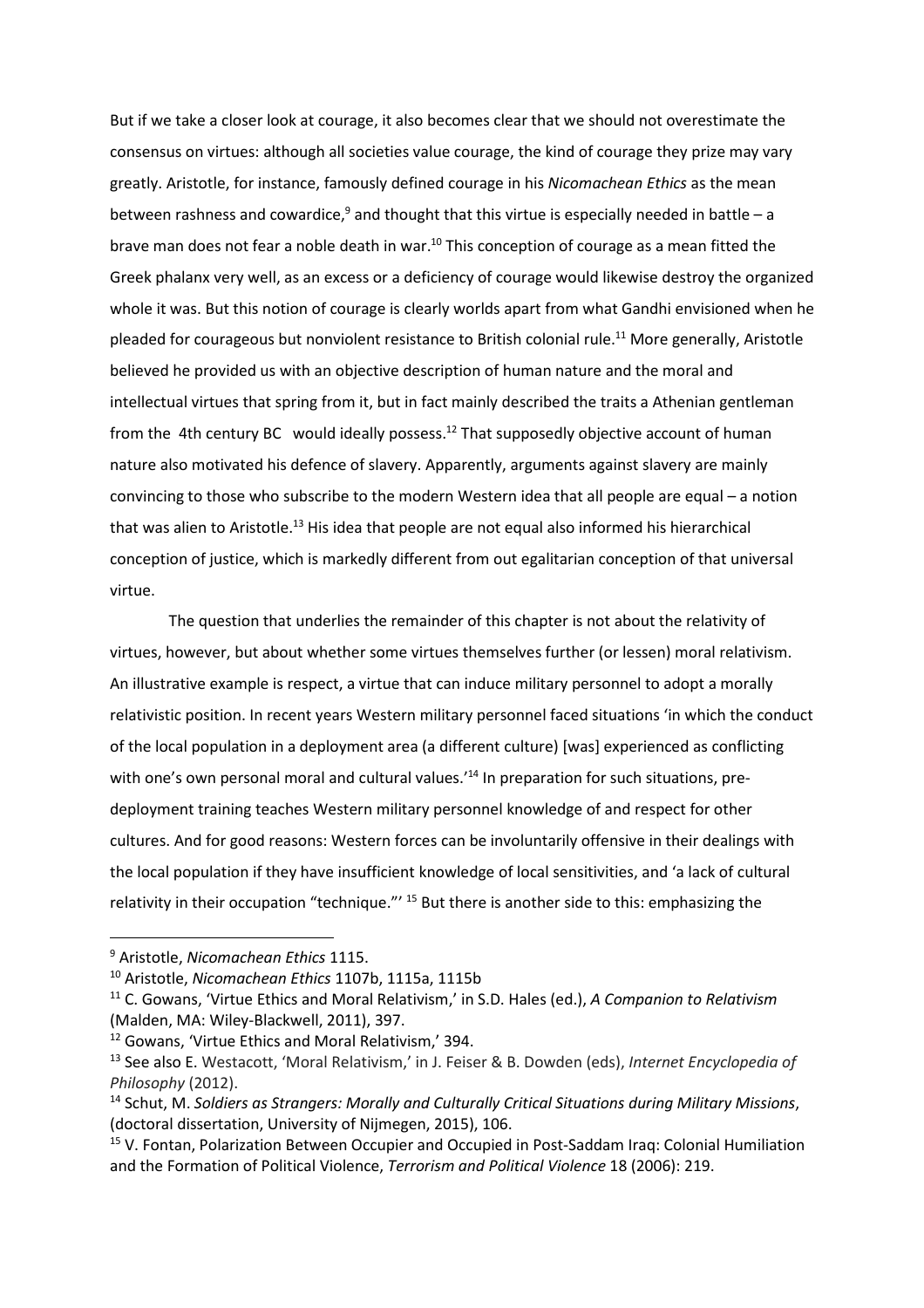But if we take a closer look at courage, it also becomes clear that we should not overestimate the consensus on virtues: although all societies value courage, the kind of courage they prize may vary greatly. Aristotle, for instance, famously defined courage in his *Nicomachean Ethics* as the mean between rashness and cowardice,[9] and thought that this virtue is especially needed in battle – a brave man does not fear a noble death in war.[10] This conception of courage as a mean fitted the Greek phalanx very well, as an excess or a deficiency of courage would likewise destroy the organized whole it was. But this notion of courage is clearly worlds apart from what Gandhi envisioned when he pleaded for courageous but nonviolent resistance to British colonial rule.[11] More generally, Aristotle believed he provided us with an objective description of human nature and the moral and intellectual virtues that spring from it, but in fact mainly described the traits a Athenian gentleman from the 4th century BC would ideally possess.[12] That supposedly objective account of human nature also motivated his defence of slavery. Apparently, arguments against slavery are mainly convincing to those who subscribe to the modern Western idea that all people are equal – a notion that was alien to Aristotle.[13] His idea that people are not equal also informed his hierarchical conception of justice, which is markedly different from out egalitarian conception of that universal virtue.

The question that underlies the remainder of this chapter is not about the relativity of virtues, however, but about whether some virtues themselves further (or lessen) moral relativism. An illustrative example is respect, a virtue that can induce military personnel to adopt a morally relativistic position. In recent years Western military personnel faced situations 'in which the conduct of the local population in a deployment area (a different culture) [was] experienced as conflicting with one's own personal moral and cultural values.'[14] In preparation for such situations, pre-deployment training teaches Western military personnel knowledge of and respect for other cultures. And for good reasons: Western forces can be involuntarily offensive in their dealings with the local population if they have insufficient knowledge of local sensitivities, and 'a lack of cultural relativity in their occupation "technique."'[15] But there is another side to this: emphasizing the

---

[9] Aristotle, *Nicomachean Ethics* 1115.

[10] Aristotle, *Nicomachean Ethics* 1107b, 1115a, 1115b

[11] C. Gowans, 'Virtue Ethics and Moral Relativism,' in S.D. Hales (ed.), *A Companion to Relativism* (Malden, MA: Wiley-Blackwell, 2011), 397.

[12] Gowans, 'Virtue Ethics and Moral Relativism,' 394.

[13] See also E. Westacott, 'Moral Relativism,' in J. Feiser & B. Dowden (eds), *Internet Encyclopedia of Philosophy* (2012).

[14] Schut, M. *Soldiers as Strangers: Morally and Culturally Critical Situations during Military Missions*, (doctoral dissertation, University of Nijmegen, 2015), 106.

[15] V. Fontan, Polarization Between Occupier and Occupied in Post-Saddam Iraq: Colonial Humiliation and the Formation of Political Violence, *Terrorism and Political Violence* 18 (2006): 219.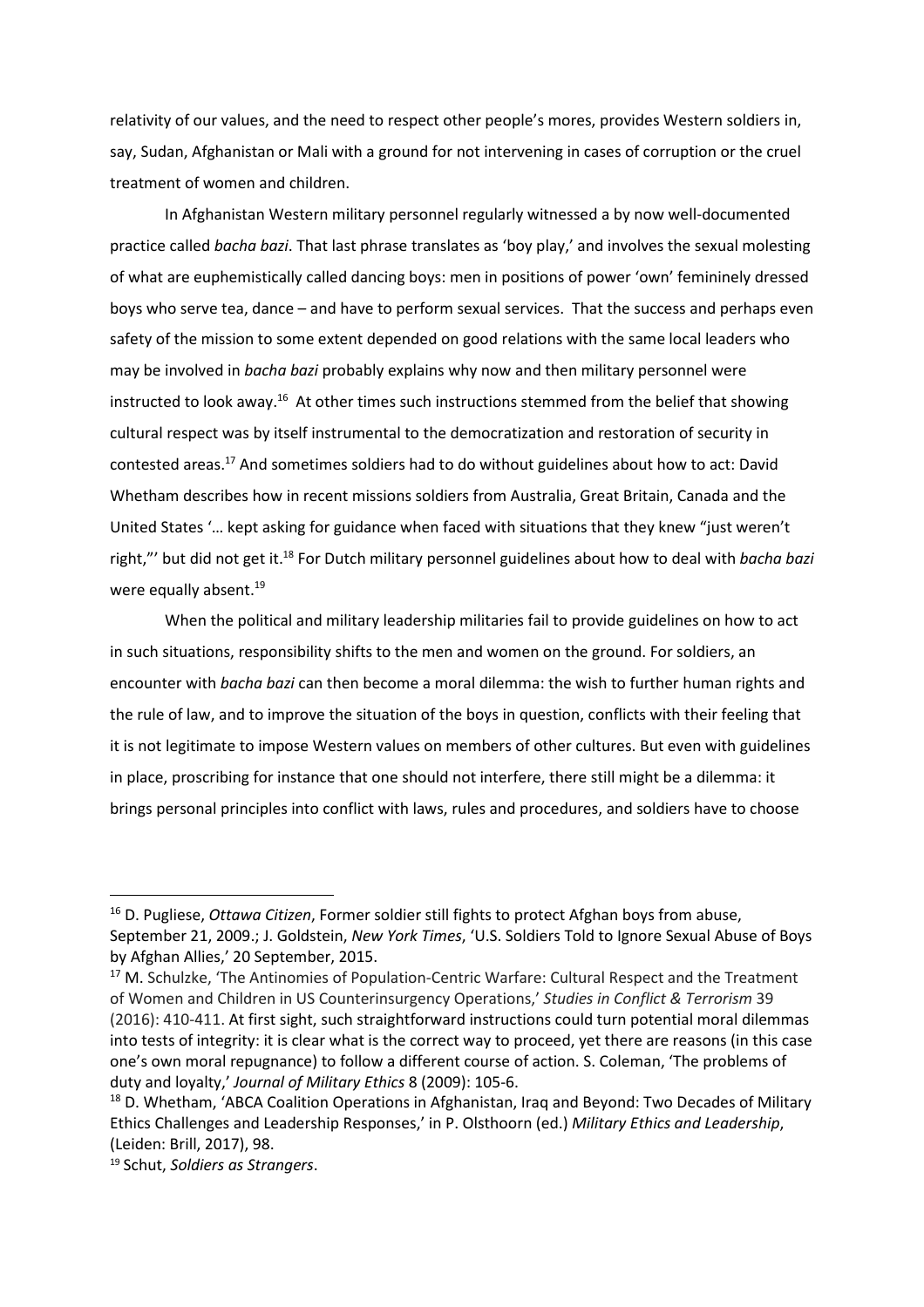relativity of our values, and the need to respect other people's mores, provides Western soldiers in, say, Sudan, Afghanistan or Mali with a ground for not intervening in cases of corruption or the cruel treatment of women and children.

In Afghanistan Western military personnel regularly witnessed a by now well-documented practice called *bacha bazi*. That last phrase translates as 'boy play,' and involves the sexual molesting of what are euphemistically called dancing boys: men in positions of power 'own' femininely dressed boys who serve tea, dance – and have to perform sexual services. That the success and perhaps even safety of the mission to some extent depended on good relations with the same local leaders who may be involved in *bacha bazi* probably explains why now and then military personnel were instructed to look away.[16] At other times such instructions stemmed from the belief that showing cultural respect was by itself instrumental to the democratization and restoration of security in contested areas.[17] And sometimes soldiers had to do without guidelines about how to act: David Whetham describes how in recent missions soldiers from Australia, Great Britain, Canada and the United States '… kept asking for guidance when faced with situations that they knew "just weren't right,"' but did not get it.[18] For Dutch military personnel guidelines about how to deal with *bacha bazi* were equally absent.[19]

When the political and military leadership militaries fail to provide guidelines on how to act in such situations, responsibility shifts to the men and women on the ground. For soldiers, an encounter with *bacha bazi* can then become a moral dilemma: the wish to further human rights and the rule of law, and to improve the situation of the boys in question, conflicts with their feeling that it is not legitimate to impose Western values on members of other cultures. But even with guidelines in place, proscribing for instance that one should not interfere, there still might be a dilemma: it brings personal principles into conflict with laws, rules and procedures, and soldiers have to choose

---

[16] D. Pugliese, *Ottawa Citizen*, Former soldier still fights to protect Afghan boys from abuse, September 21, 2009.; J. Goldstein, *New York Times*, 'U.S. Soldiers Told to Ignore Sexual Abuse of Boys by Afghan Allies,' 20 September, 2015.

[17] M. Schulzke, 'The Antinomies of Population-Centric Warfare: Cultural Respect and the Treatment of Women and Children in US Counterinsurgency Operations,' *Studies in Conflict & Terrorism* 39 (2016): 410-411. At first sight, such straightforward instructions could turn potential moral dilemmas into tests of integrity: it is clear what is the correct way to proceed, yet there are reasons (in this case one's own moral repugnance) to follow a different course of action. S. Coleman, 'The problems of duty and loyalty,' *Journal of Military Ethics* 8 (2009): 105-6.

[18] D. Whetham, 'ABCA Coalition Operations in Afghanistan, Iraq and Beyond: Two Decades of Military Ethics Challenges and Leadership Responses,' in P. Olsthoorn (ed.) *Military Ethics and Leadership*, (Leiden: Brill, 2017), 98.

[19] Schut, *Soldiers as Strangers*.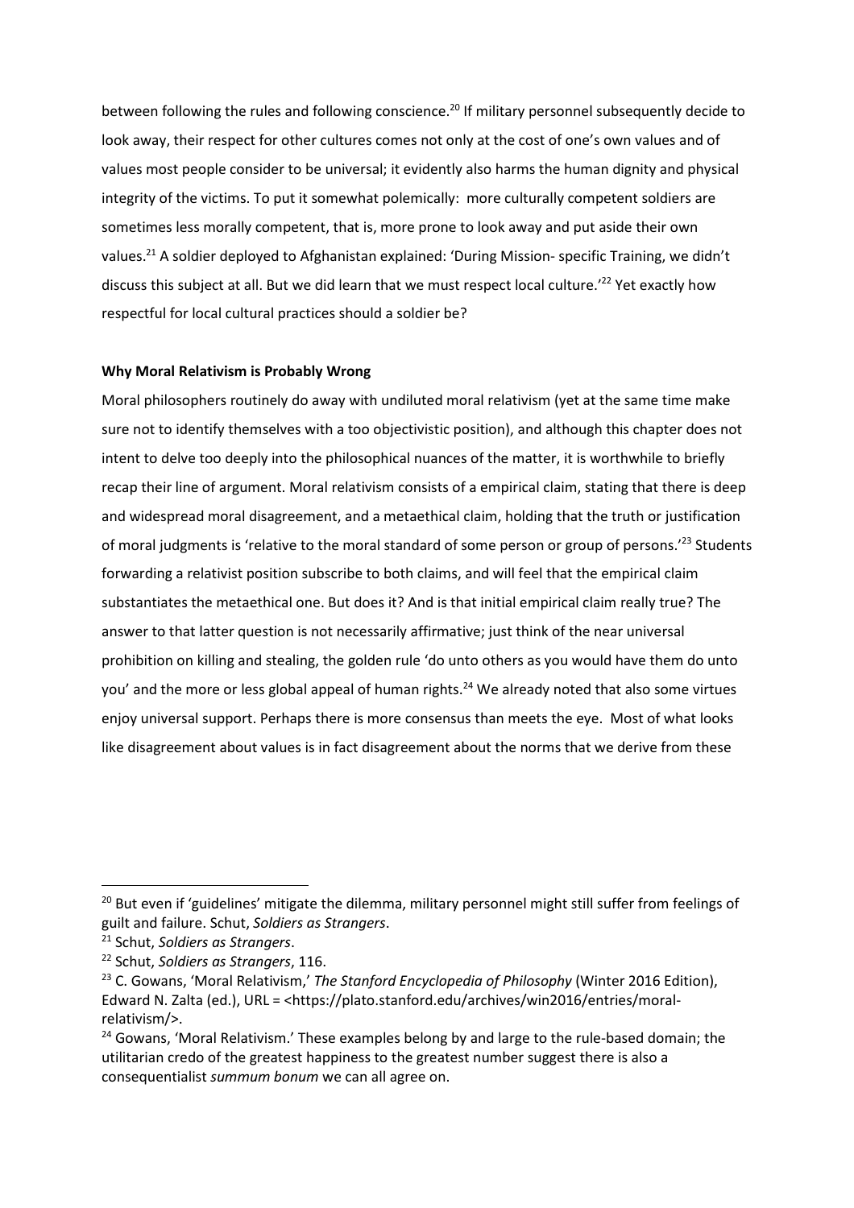between following the rules and following conscience.[20] If military personnel subsequently decide to look away, their respect for other cultures comes not only at the cost of one's own values and of values most people consider to be universal; it evidently also harms the human dignity and physical integrity of the victims. To put it somewhat polemically: more culturally competent soldiers are sometimes less morally competent, that is, more prone to look away and put aside their own values.[21] A soldier deployed to Afghanistan explained: 'During Mission- specific Training, we didn't discuss this subject at all. But we did learn that we must respect local culture.'[22] Yet exactly how respectful for local cultural practices should a soldier be?

**Why Moral Relativism is Probably Wrong**

Moral philosophers routinely do away with undiluted moral relativism (yet at the same time make sure not to identify themselves with a too objectivistic position), and although this chapter does not intent to delve too deeply into the philosophical nuances of the matter, it is worthwhile to briefly recap their line of argument. Moral relativism consists of a empirical claim, stating that there is deep and widespread moral disagreement, and a metaethical claim, holding that the truth or justification of moral judgments is 'relative to the moral standard of some person or group of persons.'[23] Students forwarding a relativist position subscribe to both claims, and will feel that the empirical claim substantiates the metaethical one. But does it? And is that initial empirical claim really true? The answer to that latter question is not necessarily affirmative; just think of the near universal prohibition on killing and stealing, the golden rule 'do unto others as you would have them do unto you' and the more or less global appeal of human rights.[24] We already noted that also some virtues enjoy universal support. Perhaps there is more consensus than meets the eye. Most of what looks like disagreement about values is in fact disagreement about the norms that we derive from these

---

[20] But even if 'guidelines' mitigate the dilemma, military personnel might still suffer from feelings of guilt and failure. Schut, *Soldiers as Strangers*.

[21] Schut, *Soldiers as Strangers*.

[22] Schut, *Soldiers as Strangers*, 116.

[23] C. Gowans, 'Moral Relativism,' *The Stanford Encyclopedia of Philosophy* (Winter 2016 Edition), Edward N. Zalta (ed.), URL = <https://plato.stanford.edu/archives/win2016/entries/moral-relativism/>.

[24] Gowans, 'Moral Relativism.' These examples belong by and large to the rule-based domain; the utilitarian credo of the greatest happiness to the greatest number suggest there is also a consequentialist *summum bonum* we can all agree on.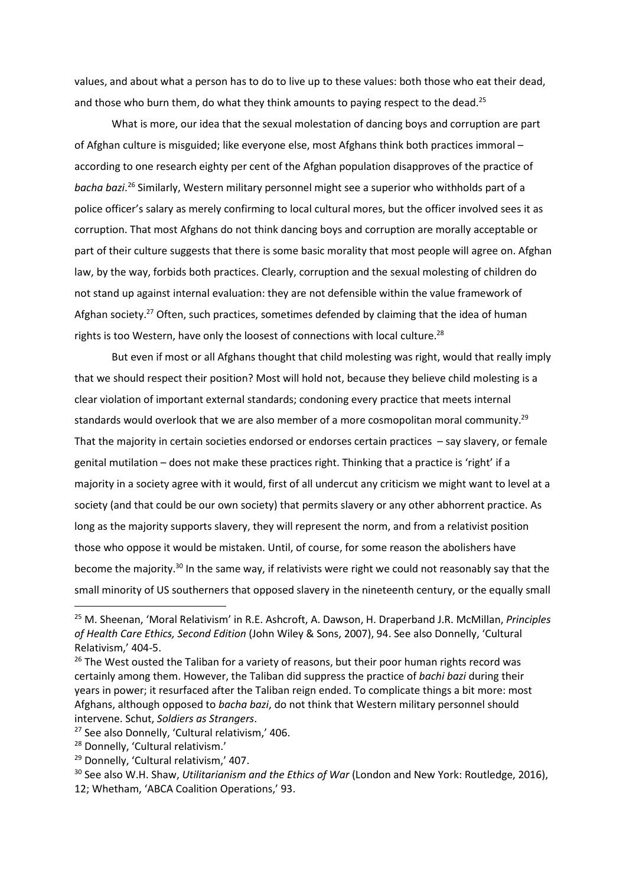values, and about what a person has to do to live up to these values: both those who eat their dead, and those who burn them, do what they think amounts to paying respect to the dead.[25]

What is more, our idea that the sexual molestation of dancing boys and corruption are part of Afghan culture is misguided; like everyone else, most Afghans think both practices immoral – according to one research eighty per cent of the Afghan population disapproves of the practice of *bacha bazi*.[26] Similarly, Western military personnel might see a superior who withholds part of a police officer's salary as merely confirming to local cultural mores, but the officer involved sees it as corruption. That most Afghans do not think dancing boys and corruption are morally acceptable or part of their culture suggests that there is some basic morality that most people will agree on. Afghan law, by the way, forbids both practices. Clearly, corruption and the sexual molesting of children do not stand up against internal evaluation: they are not defensible within the value framework of Afghan society.[27] Often, such practices, sometimes defended by claiming that the idea of human rights is too Western, have only the loosest of connections with local culture.[28]

But even if most or all Afghans thought that child molesting was right, would that really imply that we should respect their position? Most will hold not, because they believe child molesting is a clear violation of important external standards; condoning every practice that meets internal standards would overlook that we are also member of a more cosmopolitan moral community.[29] That the majority in certain societies endorsed or endorses certain practices – say slavery, or female genital mutilation – does not make these practices right. Thinking that a practice is 'right' if a majority in a society agree with it would, first of all undercut any criticism we might want to level at a society (and that could be our own society) that permits slavery or any other abhorrent practice. As long as the majority supports slavery, they will represent the norm, and from a relativist position those who oppose it would be mistaken. Until, of course, for some reason the abolishers have become the majority.[30] In the same way, if relativists were right we could not reasonably say that the small minority of US southerners that opposed slavery in the nineteenth century, or the equally small

---

[25] M. Sheenan, 'Moral Relativism' in R.E. Ashcroft, A. Dawson, H. Draperband J.R. McMillan, *Principles of Health Care Ethics, Second Edition* (John Wiley & Sons, 2007), 94. See also Donnelly, 'Cultural Relativism,' 404-5.

[26] The West ousted the Taliban for a variety of reasons, but their poor human rights record was certainly among them. However, the Taliban did suppress the practice of *bachi bazi* during their years in power; it resurfaced after the Taliban reign ended. To complicate things a bit more: most Afghans, although opposed to *bacha bazi*, do not think that Western military personnel should intervene. Schut, *Soldiers as Strangers*.

[27] See also Donnelly, 'Cultural relativism,' 406.

[28] Donnelly, 'Cultural relativism.'

[29] Donnelly, 'Cultural relativism,' 407.

[30] See also W.H. Shaw, *Utilitarianism and the Ethics of War* (London and New York: Routledge, 2016), 12; Whetham, 'ABCA Coalition Operations,' 93.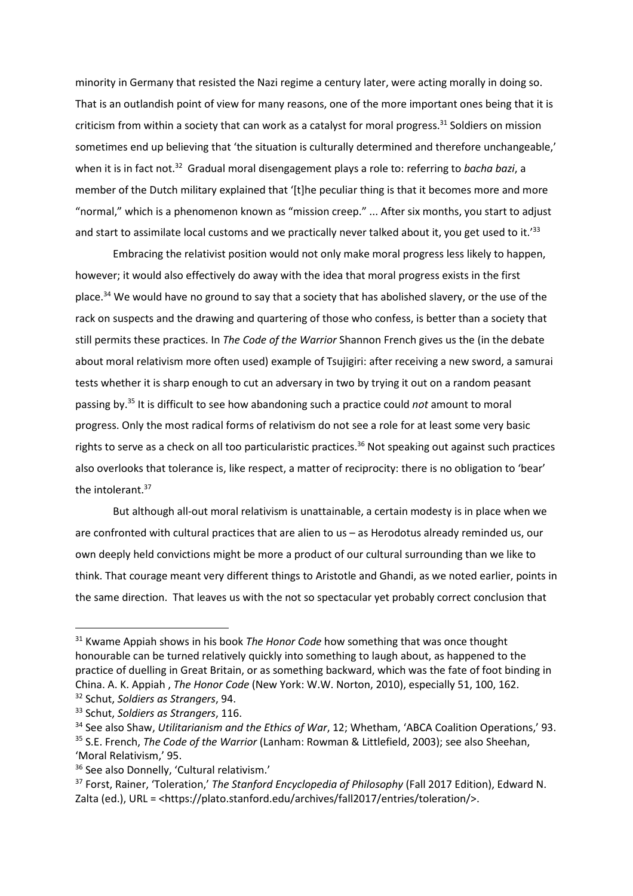minority in Germany that resisted the Nazi regime a century later, were acting morally in doing so. That is an outlandish point of view for many reasons, one of the more important ones being that it is criticism from within a society that can work as a catalyst for moral progress.[31] Soldiers on mission sometimes end up believing that 'the situation is culturally determined and therefore unchangeable,' when it is in fact not.[32] Gradual moral disengagement plays a role to: referring to *bacha bazi*, a member of the Dutch military explained that '[t]he peculiar thing is that it becomes more and more "normal," which is a phenomenon known as "mission creep." ... After six months, you start to adjust and start to assimilate local customs and we practically never talked about it, you get used to it.'[33]

Embracing the relativist position would not only make moral progress less likely to happen, however; it would also effectively do away with the idea that moral progress exists in the first place.[34] We would have no ground to say that a society that has abolished slavery, or the use of the rack on suspects and the drawing and quartering of those who confess, is better than a society that still permits these practices. In *The Code of the Warrior* Shannon French gives us the (in the debate about moral relativism more often used) example of Tsujigiri: after receiving a new sword, a samurai tests whether it is sharp enough to cut an adversary in two by trying it out on a random peasant passing by.[35] It is difficult to see how abandoning such a practice could *not* amount to moral progress. Only the most radical forms of relativism do not see a role for at least some very basic rights to serve as a check on all too particularistic practices.[36] Not speaking out against such practices also overlooks that tolerance is, like respect, a matter of reciprocity: there is no obligation to 'bear' the intolerant.[37]

But although all-out moral relativism is unattainable, a certain modesty is in place when we are confronted with cultural practices that are alien to us – as Herodotus already reminded us, our own deeply held convictions might be more a product of our cultural surrounding than we like to think. That courage meant very different things to Aristotle and Ghandi, as we noted earlier, points in the same direction. That leaves us with the not so spectacular yet probably correct conclusion that

---

[31] Kwame Appiah shows in his book *The Honor Code* how something that was once thought honourable can be turned relatively quickly into something to laugh about, as happened to the practice of duelling in Great Britain, or as something backward, which was the fate of foot binding in China. A. K. Appiah , *The Honor Code* (New York: W.W. Norton, 2010), especially 51, 100, 162.

[32] Schut, *Soldiers as Strangers*, 94.

[33] Schut, *Soldiers as Strangers*, 116.

[34] See also Shaw, *Utilitarianism and the Ethics of War*, 12; Whetham, 'ABCA Coalition Operations,' 93.

[35] S.E. French, *The Code of the Warrior* (Lanham: Rowman & Littlefield, 2003); see also Sheehan, 'Moral Relativism,' 95.

[36] See also Donnelly, 'Cultural relativism.'

[37] Forst, Rainer, 'Toleration,' *The Stanford Encyclopedia of Philosophy* (Fall 2017 Edition), Edward N. Zalta (ed.), URL = <https://plato.stanford.edu/archives/fall2017/entries/toleration/>.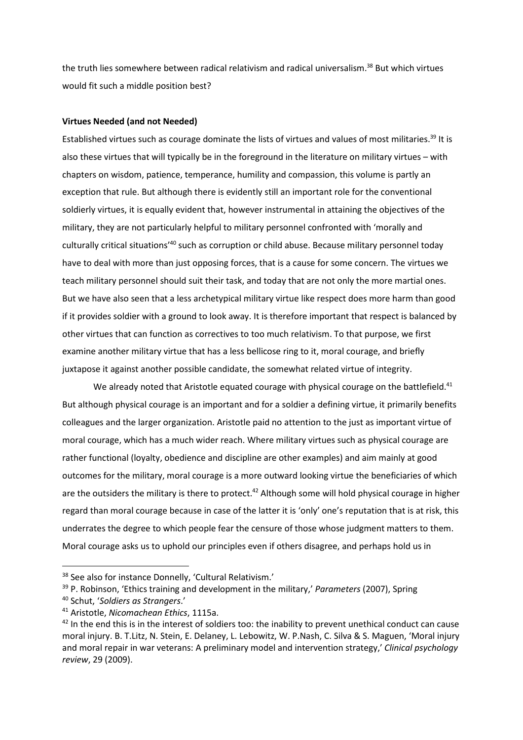the truth lies somewhere between radical relativism and radical universalism.[38] But which virtues would fit such a middle position best?

**Virtues Needed (and not Needed)**

Established virtues such as courage dominate the lists of virtues and values of most militaries.[39] It is also these virtues that will typically be in the foreground in the literature on military virtues – with chapters on wisdom, patience, temperance, humility and compassion, this volume is partly an exception that rule. But although there is evidently still an important role for the conventional soldierly virtues, it is equally evident that, however instrumental in attaining the objectives of the military, they are not particularly helpful to military personnel confronted with 'morally and culturally critical situations'[40] such as corruption or child abuse. Because military personnel today have to deal with more than just opposing forces, that is a cause for some concern. The virtues we teach military personnel should suit their task, and today that are not only the more martial ones. But we have also seen that a less archetypical military virtue like respect does more harm than good if it provides soldier with a ground to look away. It is therefore important that respect is balanced by other virtues that can function as correctives to too much relativism. To that purpose, we first examine another military virtue that has a less bellicose ring to it, moral courage, and briefly juxtapose it against another possible candidate, the somewhat related virtue of integrity.

We already noted that Aristotle equated courage with physical courage on the battlefield.[41] But although physical courage is an important and for a soldier a defining virtue, it primarily benefits colleagues and the larger organization. Aristotle paid no attention to the just as important virtue of moral courage, which has a much wider reach. Where military virtues such as physical courage are rather functional (loyalty, obedience and discipline are other examples) and aim mainly at good outcomes for the military, moral courage is a more outward looking virtue the beneficiaries of which are the outsiders the military is there to protect.[42] Although some will hold physical courage in higher regard than moral courage because in case of the latter it is 'only' one's reputation that is at risk, this underrates the degree to which people fear the censure of those whose judgment matters to them. Moral courage asks us to uphold our principles even if others disagree, and perhaps hold us in

---

[38] See also for instance Donnelly, 'Cultural Relativism.'

[39] P. Robinson, 'Ethics training and development in the military,' *Parameters* (2007), Spring

[40] Schut, '*Soldiers as Strangers*.'

[41] Aristotle, *Nicomachean Ethics*, 1115a.

[42] In the end this is in the interest of soldiers too: the inability to prevent unethical conduct can cause moral injury. B. T.Litz, N. Stein, E. Delaney, L. Lebowitz, W. P.Nash, C. Silva & S. Maguen, 'Moral injury and moral repair in war veterans: A preliminary model and intervention strategy,' *Clinical psychology review*, 29 (2009).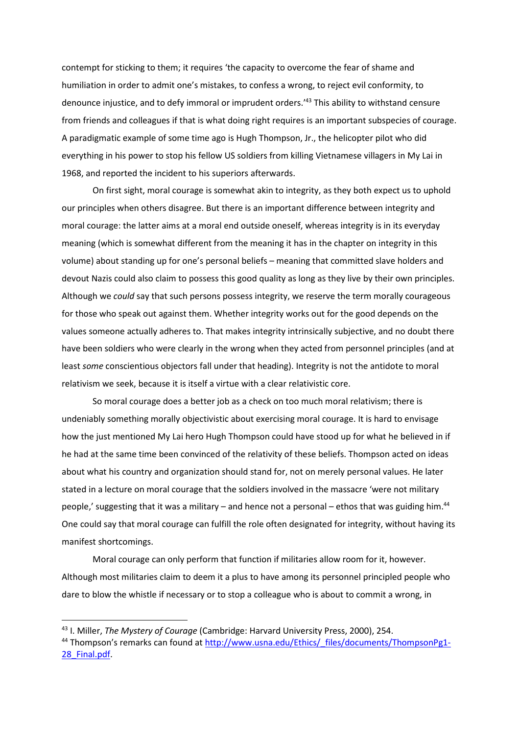contempt for sticking to them; it requires 'the capacity to overcome the fear of shame and humiliation in order to admit one's mistakes, to confess a wrong, to reject evil conformity, to denounce injustice, and to defy immoral or imprudent orders.'[43] This ability to withstand censure from friends and colleagues if that is what doing right requires is an important subspecies of courage. A paradigmatic example of some time ago is Hugh Thompson, Jr., the helicopter pilot who did everything in his power to stop his fellow US soldiers from killing Vietnamese villagers in My Lai in 1968, and reported the incident to his superiors afterwards.

On first sight, moral courage is somewhat akin to integrity, as they both expect us to uphold our principles when others disagree. But there is an important difference between integrity and moral courage: the latter aims at a moral end outside oneself, whereas integrity is in its everyday meaning (which is somewhat different from the meaning it has in the chapter on integrity in this volume) about standing up for one's personal beliefs – meaning that committed slave holders and devout Nazis could also claim to possess this good quality as long as they live by their own principles. Although we *could* say that such persons possess integrity, we reserve the term morally courageous for those who speak out against them. Whether integrity works out for the good depends on the values someone actually adheres to. That makes integrity intrinsically subjective, and no doubt there have been soldiers who were clearly in the wrong when they acted from personnel principles (and at least *some* conscientious objectors fall under that heading). Integrity is not the antidote to moral relativism we seek, because it is itself a virtue with a clear relativistic core.

So moral courage does a better job as a check on too much moral relativism; there is undeniably something morally objectivistic about exercising moral courage. It is hard to envisage how the just mentioned My Lai hero Hugh Thompson could have stood up for what he believed in if he had at the same time been convinced of the relativity of these beliefs. Thompson acted on ideas about what his country and organization should stand for, not on merely personal values. He later stated in a lecture on moral courage that the soldiers involved in the massacre 'were not military people,' suggesting that it was a military – and hence not a personal – ethos that was guiding him.[44] One could say that moral courage can fulfill the role often designated for integrity, without having its manifest shortcomings.

Moral courage can only perform that function if militaries allow room for it, however. Although most militaries claim to deem it a plus to have among its personnel principled people who dare to blow the whistle if necessary or to stop a colleague who is about to commit a wrong, in

---

[43] I. Miller, *The Mystery of Courage* (Cambridge: Harvard University Press, 2000), 254.

[44] Thompson's remarks can found at http://www.usna.edu/Ethics/_files/documents/ThompsonPg1-28_Final.pdf.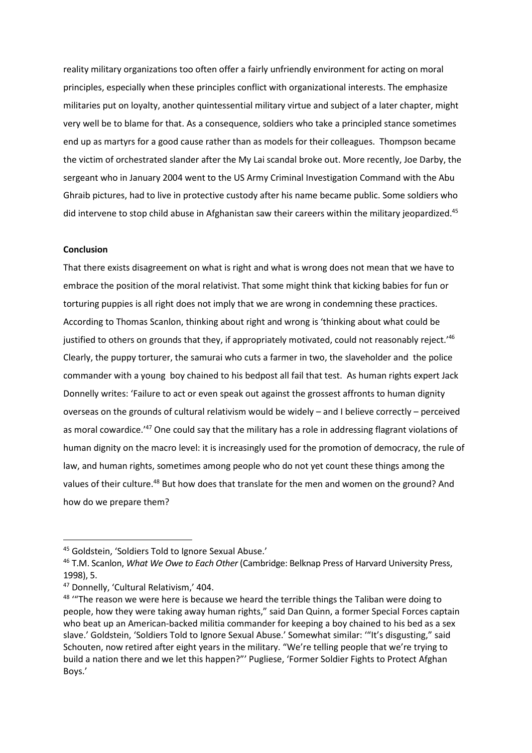reality military organizations too often offer a fairly unfriendly environment for acting on moral principles, especially when these principles conflict with organizational interests. The emphasize militaries put on loyalty, another quintessential military virtue and subject of a later chapter, might very well be to blame for that. As a consequence, soldiers who take a principled stance sometimes end up as martyrs for a good cause rather than as models for their colleagues. Thompson became the victim of orchestrated slander after the My Lai scandal broke out. More recently, Joe Darby, the sergeant who in January 2004 went to the US Army Criminal Investigation Command with the Abu Ghraib pictures, had to live in protective custody after his name became public. Some soldiers who did intervene to stop child abuse in Afghanistan saw their careers within the military jeopardized.[45]

**Conclusion**

That there exists disagreement on what is right and what is wrong does not mean that we have to embrace the position of the moral relativist. That some might think that kicking babies for fun or torturing puppies is all right does not imply that we are wrong in condemning these practices. According to Thomas Scanlon, thinking about right and wrong is 'thinking about what could be justified to others on grounds that they, if appropriately motivated, could not reasonably reject.'[46] Clearly, the puppy torturer, the samurai who cuts a farmer in two, the slaveholder and the police commander with a young boy chained to his bedpost all fail that test. As human rights expert Jack Donnelly writes: 'Failure to act or even speak out against the grossest affronts to human dignity overseas on the grounds of cultural relativism would be widely – and I believe correctly – perceived as moral cowardice.'[47] One could say that the military has a role in addressing flagrant violations of human dignity on the macro level: it is increasingly used for the promotion of democracy, the rule of law, and human rights, sometimes among people who do not yet count these things among the values of their culture.[48] But how does that translate for the men and women on the ground? And how do we prepare them?

---

[45] Goldstein, 'Soldiers Told to Ignore Sexual Abuse.'

[46] T.M. Scanlon, *What We Owe to Each Other* (Cambridge: Belknap Press of Harvard University Press, 1998), 5.

[47] Donnelly, 'Cultural Relativism,' 404.

[48] '"The reason we were here is because we heard the terrible things the Taliban were doing to people, how they were taking away human rights," said Dan Quinn, a former Special Forces captain who beat up an American-backed militia commander for keeping a boy chained to his bed as a sex slave.' Goldstein, 'Soldiers Told to Ignore Sexual Abuse.' Somewhat similar: '"It's disgusting," said Schouten, now retired after eight years in the military. "We're telling people that we're trying to build a nation there and we let this happen?"' Pugliese, 'Former Soldier Fights to Protect Afghan Boys.'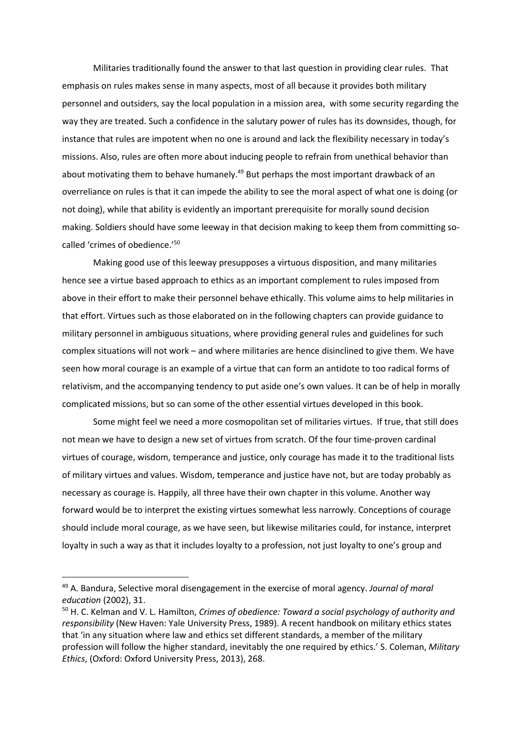Militaries traditionally found the answer to that last question in providing clear rules. That emphasis on rules makes sense in many aspects, most of all because it provides both military personnel and outsiders, say the local population in a mission area, with some security regarding the way they are treated. Such a confidence in the salutary power of rules has its downsides, though, for instance that rules are impotent when no one is around and lack the flexibility necessary in today's missions. Also, rules are often more about inducing people to refrain from unethical behavior than about motivating them to behave humanely.[49] But perhaps the most important drawback of an overreliance on rules is that it can impede the ability to see the moral aspect of what one is doing (or not doing), while that ability is evidently an important prerequisite for morally sound decision making. Soldiers should have some leeway in that decision making to keep them from committing so-called 'crimes of obedience.'[50]

Making good use of this leeway presupposes a virtuous disposition, and many militaries hence see a virtue based approach to ethics as an important complement to rules imposed from above in their effort to make their personnel behave ethically. This volume aims to help militaries in that effort. Virtues such as those elaborated on in the following chapters can provide guidance to military personnel in ambiguous situations, where providing general rules and guidelines for such complex situations will not work – and where militaries are hence disinclined to give them. We have seen how moral courage is an example of a virtue that can form an antidote to too radical forms of relativism, and the accompanying tendency to put aside one's own values. It can be of help in morally complicated missions, but so can some of the other essential virtues developed in this book.

Some might feel we need a more cosmopolitan set of militaries virtues. If true, that still does not mean we have to design a new set of virtues from scratch. Of the four time-proven cardinal virtues of courage, wisdom, temperance and justice, only courage has made it to the traditional lists of military virtues and values. Wisdom, temperance and justice have not, but are today probably as necessary as courage is. Happily, all three have their own chapter in this volume. Another way forward would be to interpret the existing virtues somewhat less narrowly. Conceptions of courage should include moral courage, as we have seen, but likewise militaries could, for instance, interpret loyalty in such a way as that it includes loyalty to a profession, not just loyalty to one's group and

---

[49] A. Bandura, Selective moral disengagement in the exercise of moral agency. *Journal of moral education* (2002), 31.

[50] H. C. Kelman and V. L. Hamilton, *Crimes of obedience: Toward a social psychology of authority and responsibility* (New Haven: Yale University Press, 1989). A recent handbook on military ethics states that 'in any situation where law and ethics set different standards, a member of the military profession will follow the higher standard, inevitably the one required by ethics.' S. Coleman, *Military Ethics*, (Oxford: Oxford University Press, 2013), 268.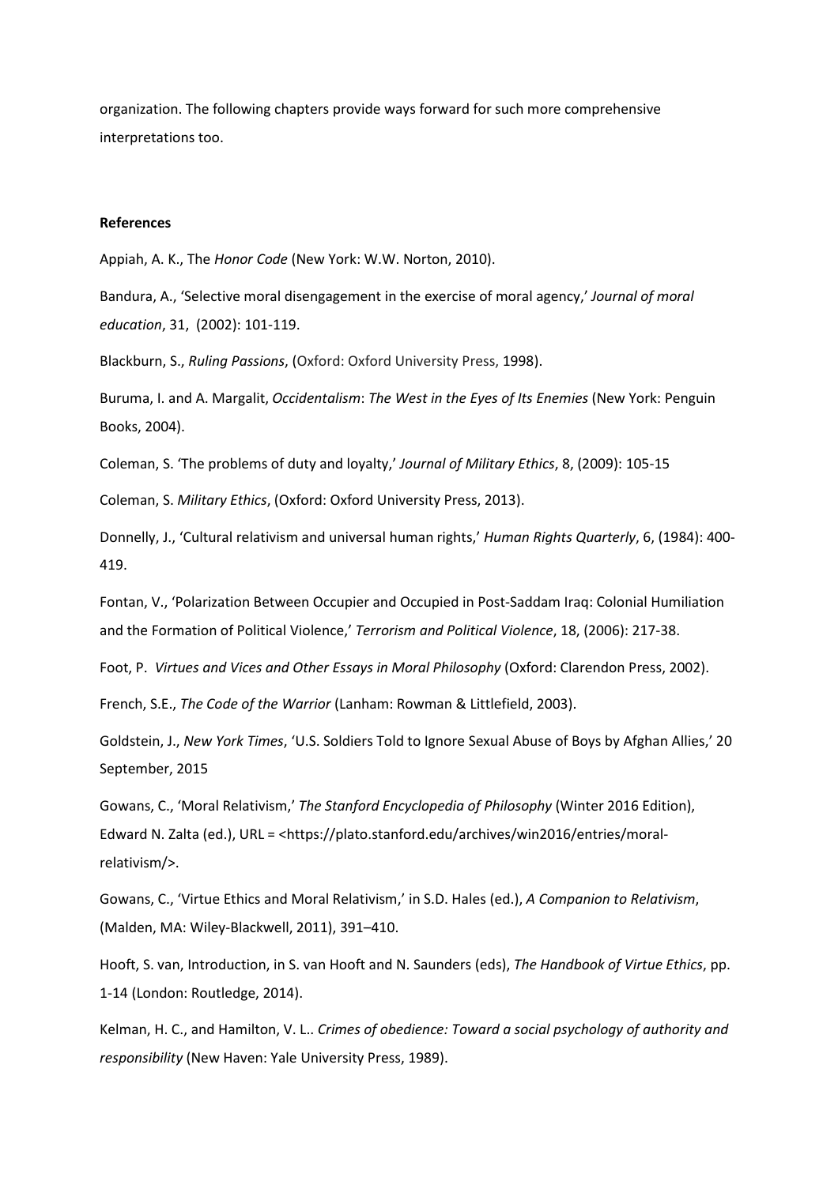organization. The following chapters provide ways forward for such more comprehensive interpretations too.

**References**

Appiah, A. K., The *Honor Code* (New York: W.W. Norton, 2010).

Bandura, A., 'Selective moral disengagement in the exercise of moral agency,' *Journal of moral education*, 31, (2002): 101-119.

Blackburn, S., *Ruling Passions*, (Oxford: Oxford University Press, 1998).

Buruma, I. and A. Margalit, *Occidentalism*: *The West in the Eyes of Its Enemies* (New York: Penguin Books, 2004).

Coleman, S. 'The problems of duty and loyalty,' *Journal of Military Ethics*, 8, (2009): 105-15

Coleman, S. *Military Ethics*, (Oxford: Oxford University Press, 2013).

Donnelly, J., 'Cultural relativism and universal human rights,' *Human Rights Quarterly*, 6, (1984): 400-419.

Fontan, V., 'Polarization Between Occupier and Occupied in Post-Saddam Iraq: Colonial Humiliation and the Formation of Political Violence,' *Terrorism and Political Violence*, 18, (2006): 217-38.

Foot, P. *Virtues and Vices and Other Essays in Moral Philosophy* (Oxford: Clarendon Press, 2002).

French, S.E., *The Code of the Warrior* (Lanham: Rowman & Littlefield, 2003).

Goldstein, J., *New York Times*, 'U.S. Soldiers Told to Ignore Sexual Abuse of Boys by Afghan Allies,' 20 September, 2015

Gowans, C., 'Moral Relativism,' *The Stanford Encyclopedia of Philosophy* (Winter 2016 Edition), Edward N. Zalta (ed.), URL = <https://plato.stanford.edu/archives/win2016/entries/moral-relativism/>.

Gowans, C., 'Virtue Ethics and Moral Relativism,' in S.D. Hales (ed.), *A Companion to Relativism*, (Malden, MA: Wiley-Blackwell, 2011), 391–410.

Hooft, S. van, Introduction, in S. van Hooft and N. Saunders (eds), *The Handbook of Virtue Ethics*, pp. 1-14 (London: Routledge, 2014).

Kelman, H. C., and Hamilton, V. L.. *Crimes of obedience: Toward a social psychology of authority and responsibility* (New Haven: Yale University Press, 1989).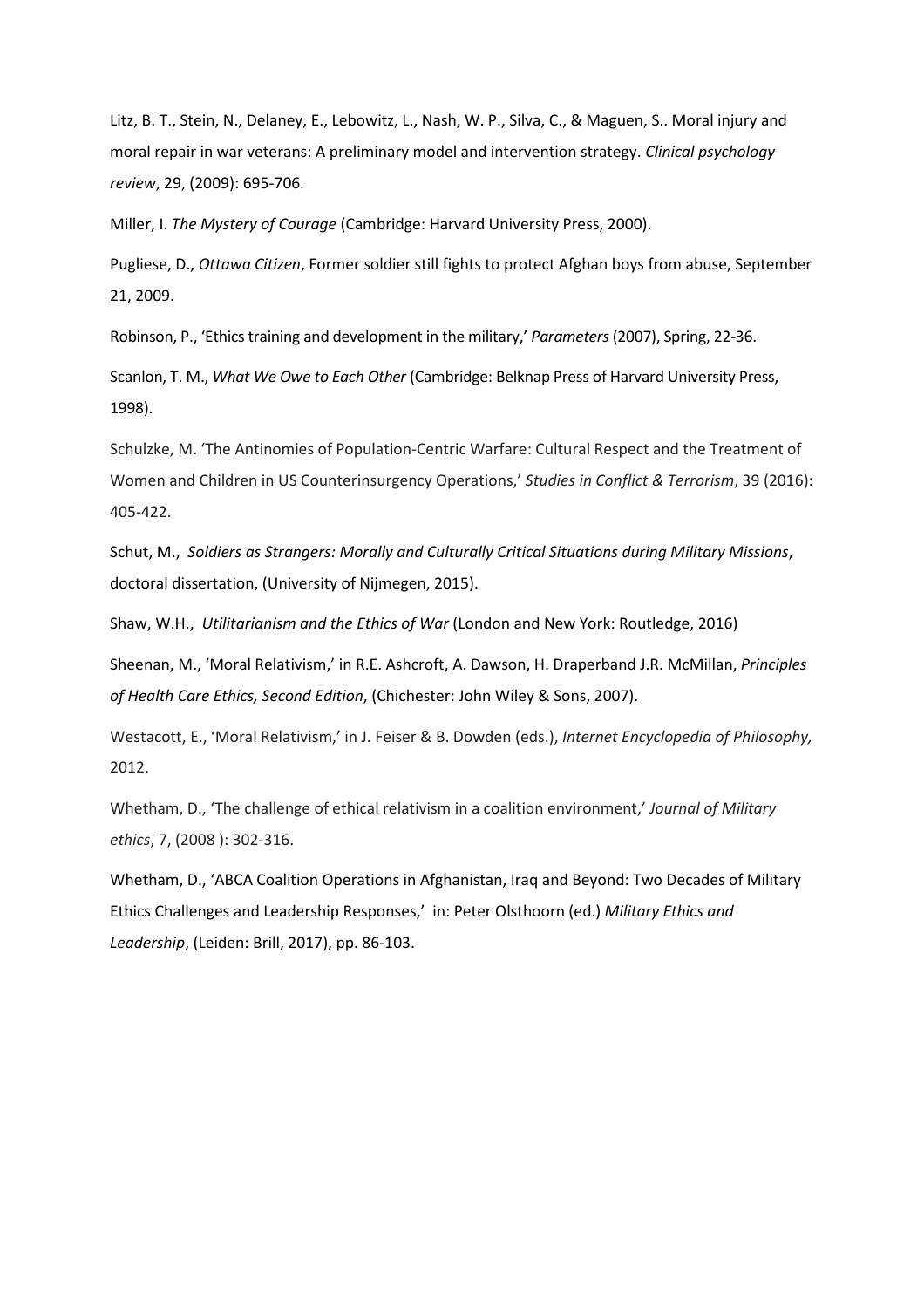Litz, B. T., Stein, N., Delaney, E., Lebowitz, L., Nash, W. P., Silva, C., & Maguen, S.. Moral injury and moral repair in war veterans: A preliminary model and intervention strategy. *Clinical psychology review*, 29, (2009): 695-706.

Miller, I. *The Mystery of Courage* (Cambridge: Harvard University Press, 2000).

Pugliese, D., *Ottawa Citizen*, Former soldier still fights to protect Afghan boys from abuse, September 21, 2009.

Robinson, P., 'Ethics training and development in the military,' *Parameters* (2007), Spring, 22-36.

Scanlon, T. M., *What We Owe to Each Other* (Cambridge: Belknap Press of Harvard University Press, 1998).

Schulzke, M. 'The Antinomies of Population-Centric Warfare: Cultural Respect and the Treatment of Women and Children in US Counterinsurgency Operations,' *Studies in Conflict & Terrorism*, 39 (2016): 405-422.

Schut, M., *Soldiers as Strangers: Morally and Culturally Critical Situations during Military Missions*, doctoral dissertation, (University of Nijmegen, 2015).

Shaw, W.H., *Utilitarianism and the Ethics of War* (London and New York: Routledge, 2016)

Sheenan, M., 'Moral Relativism,' in R.E. Ashcroft, A. Dawson, H. Draperband J.R. McMillan, *Principles of Health Care Ethics, Second Edition*, (Chichester: John Wiley & Sons, 2007).

Westacott, E., 'Moral Relativism,' in J. Feiser & B. Dowden (eds.), *Internet Encyclopedia of Philosophy,* 2012.

Whetham, D., 'The challenge of ethical relativism in a coalition environment,' *Journal of Military ethics*, 7, (2008 ): 302-316.

Whetham, D., 'ABCA Coalition Operations in Afghanistan, Iraq and Beyond: Two Decades of Military Ethics Challenges and Leadership Responses,' in: Peter Olsthoorn (ed.) *Military Ethics and Leadership*, (Leiden: Brill, 2017), pp. 86-103.